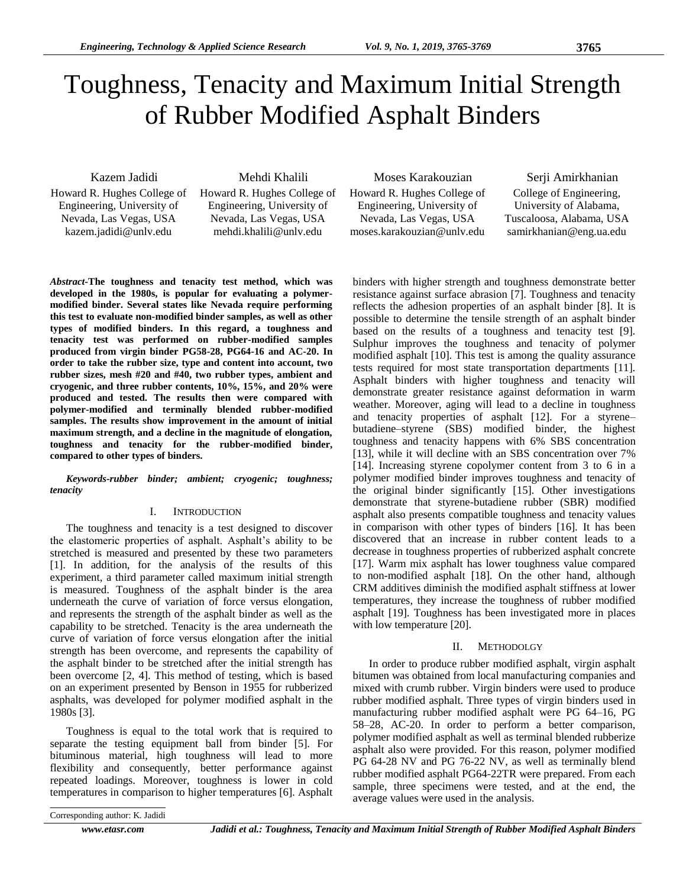# Toughness, Tenacity and Maximum Initial Strength of Rubber Modified Asphalt Binders

Kazem Jadidi
Howard R. Hughes College of Engineering, University of Nevada, Las Vegas, USA
kazem.jadidi@unlv.edu

Mehdi Khalili
Howard R. Hughes College of Engineering, University of Nevada, Las Vegas, USA
mehdi.khalili@unlv.edu

Moses Karakouzian
Howard R. Hughes College of Engineering, University of Nevada, Las Vegas, USA
moses.karakouzian@unlv.edu

Serji Amirkhanian
College of Engineering, University of Alabama, Tuscaloosa, Alabama, USA
samirkhanian@eng.ua.edu

***Abstract*-The toughness and tenacity test method, which was developed in the 1980s, is popular for evaluating a polymer-modified binder. Several states like Nevada require performing this test to evaluate non-modified binder samples, as well as other types of modified binders. In this regard, a toughness and tenacity test was performed on rubber-modified samples produced from virgin binder PG58-28, PG64-16 and AC-20. In order to take the rubber size, type and content into account, two rubber sizes, mesh #20 and #40, two rubber types, ambient and cryogenic, and three rubber contents, 10%, 15%, and 20% were produced and tested. The results then were compared with polymer-modified and terminally blended rubber-modified samples. The results show improvement in the amount of initial maximum strength, and a decline in the magnitude of elongation, toughness and tenacity for the rubber-modified binder, compared to other types of binders.**

***Keywords-rubber binder; ambient; cryogenic; toughness; tenacity***

## I. Introduction

The toughness and tenacity is a test designed to discover the elastomeric properties of asphalt. Asphalt's ability to be stretched is measured and presented by these two parameters [1]. In addition, for the analysis of the results of this experiment, a third parameter called maximum initial strength is measured. Toughness of the asphalt binder is the area underneath the curve of variation of force versus elongation, and represents the strength of the asphalt binder as well as the capability to be stretched. Tenacity is the area underneath the curve of variation of force versus elongation after the initial strength has been overcome, and represents the capability of the asphalt binder to be stretched after the initial strength has been overcome [2, 4]. This method of testing, which is based on an experiment presented by Benson in 1955 for rubberized asphalts, was developed for polymer modified asphalt in the 1980s [3].

Toughness is equal to the total work that is required to separate the testing equipment ball from binder [5]. For bituminous material, high toughness will lead to more flexibility and consequently, better performance against repeated loadings. Moreover, toughness is lower in cold temperatures in comparison to higher temperatures [6]. Asphalt binders with higher strength and toughness demonstrate better resistance against surface abrasion [7]. Toughness and tenacity reflects the adhesion properties of an asphalt binder [8]. It is possible to determine the tensile strength of an asphalt binder based on the results of a toughness and tenacity test [9]. Sulphur improves the toughness and tenacity of polymer modified asphalt [10]. This test is among the quality assurance tests required for most state transportation departments [11]. Asphalt binders with higher toughness and tenacity will demonstrate greater resistance against deformation in warm weather. Moreover, aging will lead to a decline in toughness and tenacity properties of asphalt [12]. For a styrene–butadiene–styrene (SBS) modified binder, the highest toughness and tenacity happens with 6% SBS concentration [13], while it will decline with an SBS concentration over 7% [14]. Increasing styrene copolymer content from 3 to 6 in a polymer modified binder improves toughness and tenacity of the original binder significantly [15]. Other investigations demonstrate that styrene-butadiene rubber (SBR) modified asphalt also presents compatible toughness and tenacity values in comparison with other types of binders [16]. It has been discovered that an increase in rubber content leads to a decrease in toughness properties of rubberized asphalt concrete [17]. Warm mix asphalt has lower toughness value compared to non-modified asphalt [18]. On the other hand, although CRM additives diminish the modified asphalt stiffness at lower temperatures, they increase the toughness of rubber modified asphalt [19]. Toughness has been investigated more in places with low temperature [20].

## II. Methodolgy

In order to produce rubber modified asphalt, virgin asphalt bitumen was obtained from local manufacturing companies and mixed with crumb rubber. Virgin binders were used to produce rubber modified asphalt. Three types of virgin binders used in manufacturing rubber modified asphalt were PG 64–16, PG 58–28, AC-20. In order to perform a better comparison, polymer modified asphalt as well as terminal blended rubberize asphalt also were provided. For this reason, polymer modified PG 64-28 NV and PG 76-22 NV, as well as terminally blend rubber modified asphalt PG64-22TR were prepared. From each sample, three specimens were tested, and at the end, the average values were used in the analysis.

Corresponding author: K. Jadidi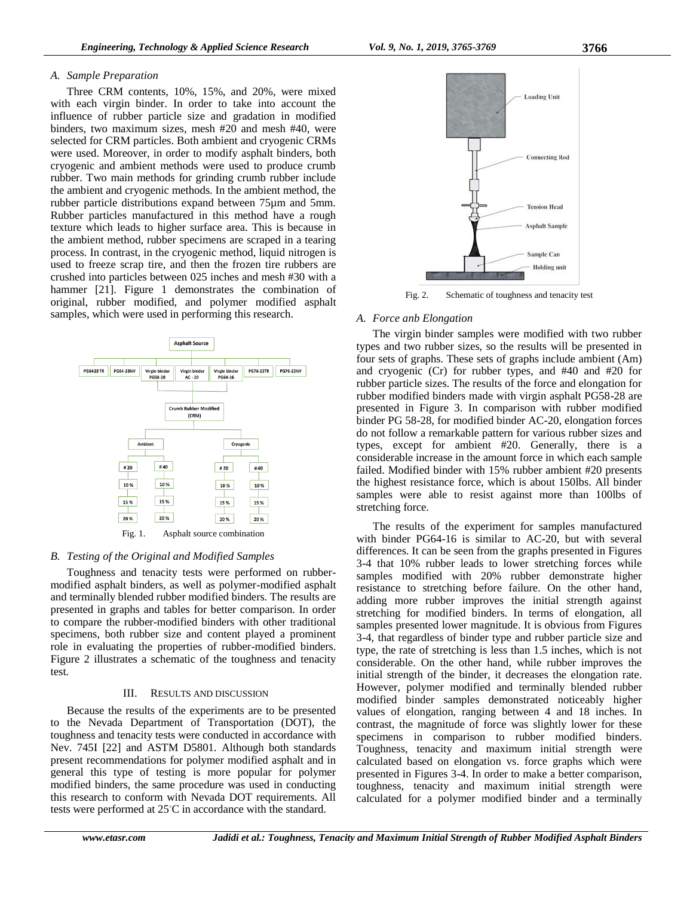### A. Sample Preparation

Three CRM contents, 10%, 15%, and 20%, were mixed with each virgin binder. In order to take into account the influence of rubber particle size and gradation in modified binders, two maximum sizes, mesh #20 and mesh #40, were selected for CRM particles. Both ambient and cryogenic CRMs were used. Moreover, in order to modify asphalt binders, both cryogenic and ambient methods were used to produce crumb rubber. Two main methods for grinding crumb rubber include the ambient and cryogenic methods. In the ambient method, the rubber particle distributions expand between 75µm and 5mm. Rubber particles manufactured in this method have a rough texture which leads to higher surface area. This is because in the ambient method, rubber specimens are scraped in a tearing process. In contrast, in the cryogenic method, liquid nitrogen is used to freeze scrap tire, and then the frozen tire rubbers are crushed into particles between 025 inches and mesh #30 with a hammer [21]. Figure 1 demonstrates the combination of original, rubber modified, and polymer modified asphalt samples, which were used in performing this research.

Fig. 1. Asphalt source combination

### B. Testing of the Original and Modified Samples

Toughness and tenacity tests were performed on rubber-modified asphalt binders, as well as polymer-modified asphalt and terminally blended rubber modified binders. The results are presented in graphs and tables for better comparison. In order to compare the rubber-modified binders with other traditional specimens, both rubber size and content played a prominent role in evaluating the properties of rubber-modified binders. Figure 2 illustrates a schematic of the toughness and tenacity test.

## III. Results and Discussion

Because the results of the experiments are to be presented to the Nevada Department of Transportation (DOT), the toughness and tenacity tests were conducted in accordance with Nev. 745I [22] and ASTM D5801. Although both standards present recommendations for polymer modified asphalt and in general this type of testing is more popular for polymer modified binders, the same procedure was used in conducting this research to conform with Nevada DOT requirements. All tests were performed at 25°C in accordance with the standard.

Fig. 2. Schematic of toughness and tenacity test

### A. Force anb Elongation

The virgin binder samples were modified with two rubber types and two rubber sizes, so the results will be presented in four sets of graphs. These sets of graphs include ambient (Am) and cryogenic (Cr) for rubber types, and #40 and #20 for rubber particle sizes. The results of the force and elongation for rubber modified binders made with virgin asphalt PG58-28 are presented in Figure 3. In comparison with rubber modified binder PG 58-28, for modified binder AC-20, elongation forces do not follow a remarkable pattern for various rubber sizes and types, except for ambient #20. Generally, there is a considerable increase in the amount force in which each sample failed. Modified binder with 15% rubber ambient #20 presents the highest resistance force, which is about 150lbs. All binder samples were able to resist against more than 100lbs of stretching force.

The results of the experiment for samples manufactured with binder PG64-16 is similar to AC-20, but with several differences. It can be seen from the graphs presented in Figures 3-4 that 10% rubber leads to lower stretching forces while samples modified with 20% rubber demonstrate higher resistance to stretching before failure. On the other hand, adding more rubber improves the initial strength against stretching for modified binders. In terms of elongation, all samples presented lower magnitude. It is obvious from Figures 3-4, that regardless of binder type and rubber particle size and type, the rate of stretching is less than 1.5 inches, which is not considerable. On the other hand, while rubber improves the initial strength of the binder, it decreases the elongation rate. However, polymer modified and terminally blended rubber modified binder samples demonstrated noticeably higher values of elongation, ranging between 4 and 18 inches. In contrast, the magnitude of force was slightly lower for these specimens in comparison to rubber modified binders. Toughness, tenacity and maximum initial strength were calculated based on elongation vs. force graphs which were presented in Figures 3-4. In order to make a better comparison, toughness, tenacity and maximum initial strength were calculated for a polymer modified binder and a terminally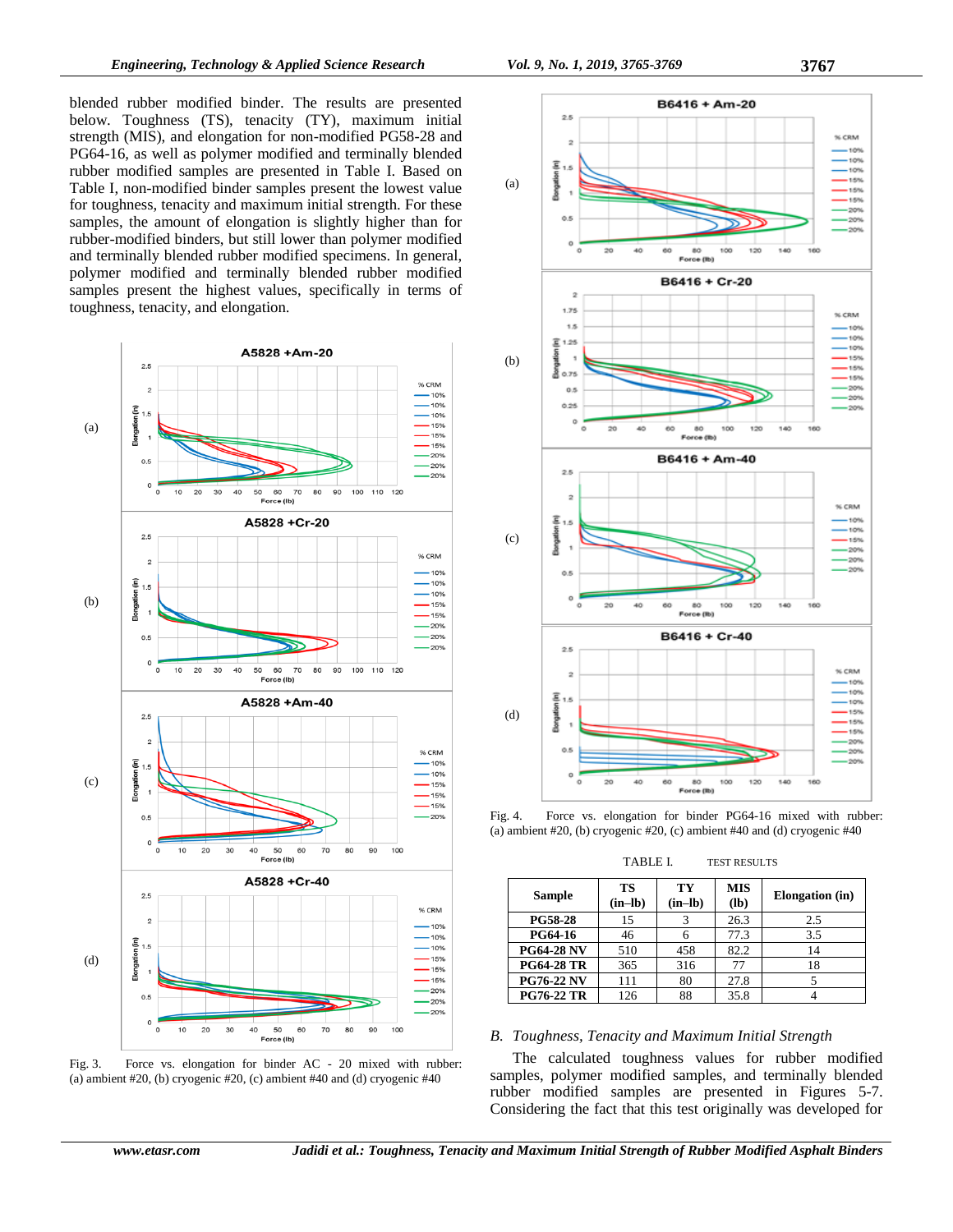blended rubber modified binder. The results are presented below. Toughness (TS), tenacity (TY), maximum initial strength (MIS), and elongation for non-modified PG58-28 and PG64-16, as well as polymer modified and terminally blended rubber modified samples are presented in Table I. Based on Table I, non-modified binder samples present the lowest value for toughness, tenacity and maximum initial strength. For these samples, the amount of elongation is slightly higher than for rubber-modified binders, but still lower than polymer modified and terminally blended rubber modified specimens. In general, polymer modified and terminally blended rubber modified samples present the highest values, specifically in terms of toughness, tenacity, and elongation.

Fig. 3. Force vs. elongation for binder AC - 20 mixed with rubber: (a) ambient #20, (b) cryogenic #20, (c) ambient #40 and (d) cryogenic #40

Fig. 4. Force vs. elongation for binder PG64-16 mixed with rubber: (a) ambient #20, (b) cryogenic #20, (c) ambient #40 and (d) cryogenic #40

TABLE I. TEST RESULTS

| Sample | TS (in–lb) | TY (in–lb) | MIS (lb) | Elongation (in) |
|---|---|---|---|---|
| PG58-28 | 15 | 3 | 26.3 | 2.5 |
| PG64-16 | 46 | 6 | 77.3 | 3.5 |
| PG64-28 NV | 510 | 458 | 82.2 | 14 |
| PG64-28 TR | 365 | 316 | 77 | 18 |
| PG76-22 NV | 111 | 80 | 27.8 | 5 |
| PG76-22 TR | 126 | 88 | 35.8 | 4 |

### *B. Toughness, Tenacity and Maximum Initial Strength*

The calculated toughness values for rubber modified samples, polymer modified samples, and terminally blended rubber modified samples are presented in Figures 5-7. Considering the fact that this test originally was developed for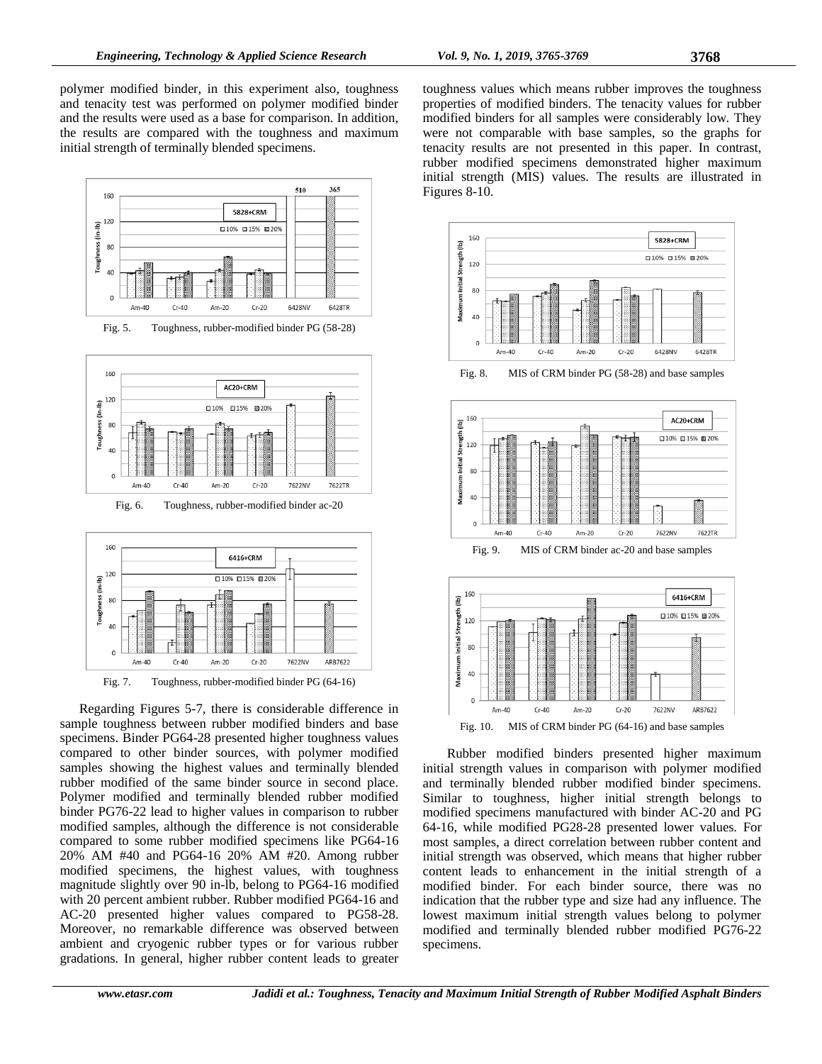polymer modified binder, in this experiment also, toughness and tenacity test was performed on polymer modified binder and the results were used as a base for comparison. In addition, the results are compared with the toughness and maximum initial strength of terminally blended specimens.

Fig. 5. Toughness, rubber-modified binder PG (58-28)

Fig. 6. Toughness, rubber-modified binder ac-20

Fig. 7. Toughness, rubber-modified binder PG (64-16)

Regarding Figures 5-7, there is considerable difference in sample toughness between rubber modified binders and base specimens. Binder PG64-28 presented higher toughness values compared to other binder sources, with polymer modified samples showing the highest values and terminally blended rubber modified of the same binder source in second place. Polymer modified and terminally blended rubber modified binder PG76-22 lead to higher values in comparison to rubber modified samples, although the difference is not considerable compared to some rubber modified specimens like PG64-16 20% AM #40 and PG64-16 20% AM #20. Among rubber modified specimens, the highest values, with toughness magnitude slightly over 90 in-lb, belong to PG64-16 modified with 20 percent ambient rubber. Rubber modified PG64-16 and AC-20 presented higher values compared to PG58-28. Moreover, no remarkable difference was observed between ambient and cryogenic rubber types or for various rubber gradations. In general, higher rubber content leads to greater toughness values which means rubber improves the toughness properties of modified binders. The tenacity values for rubber modified binders for all samples were considerably low. They were not comparable with base samples, so the graphs for tenacity results are not presented in this paper. In contrast, rubber modified specimens demonstrated higher maximum initial strength (MIS) values. The results are illustrated in Figures 8-10.

Fig. 8. MIS of CRM binder PG (58-28) and base samples

Fig. 9. MIS of CRM binder ac-20 and base samples

Fig. 10. MIS of CRM binder PG (64-16) and base samples

Rubber modified binders presented higher maximum initial strength values in comparison with polymer modified and terminally blended rubber modified binder specimens. Similar to toughness, higher initial strength belongs to modified specimens manufactured with binder AC-20 and PG 64-16, while modified PG28-28 presented lower values. For most samples, a direct correlation between rubber content and initial strength was observed, which means that higher rubber content leads to enhancement in the initial strength of a modified binder. For each binder source, there was no indication that the rubber type and size had any influence. The lowest maximum initial strength values belong to polymer modified and terminally blended rubber modified PG76-22 specimens.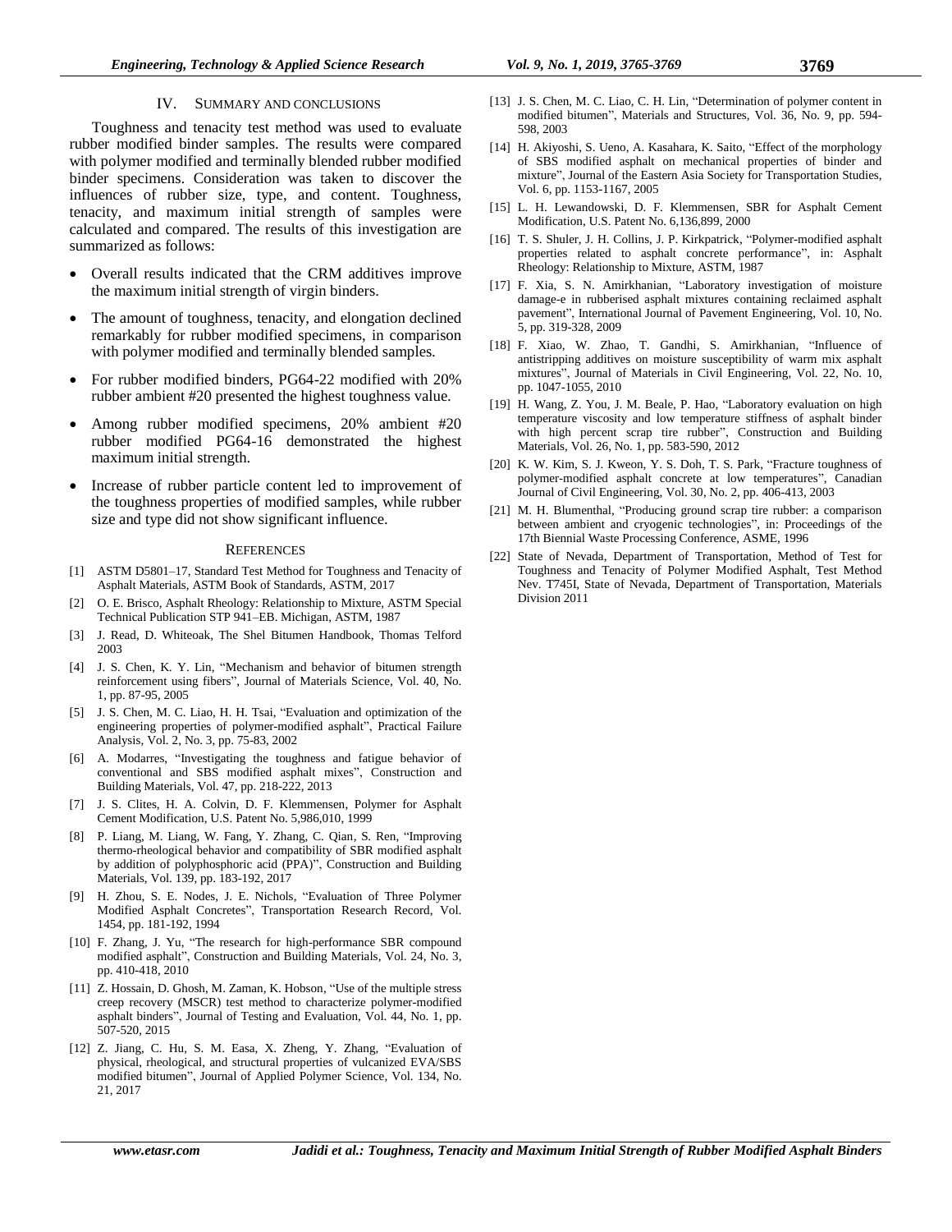## IV. Summary and Conclusions

Toughness and tenacity test method was used to evaluate rubber modified binder samples. The results were compared with polymer modified and terminally blended rubber modified binder specimens. Consideration was taken to discover the influences of rubber size, type, and content. Toughness, tenacity, and maximum initial strength of samples were calculated and compared. The results of this investigation are summarized as follows:

- Overall results indicated that the CRM additives improve the maximum initial strength of virgin binders.
- The amount of toughness, tenacity, and elongation declined remarkably for rubber modified specimens, in comparison with polymer modified and terminally blended samples.
- For rubber modified binders, PG64-22 modified with 20% rubber ambient #20 presented the highest toughness value.
- Among rubber modified specimens, 20% ambient #20 rubber modified PG64-16 demonstrated the highest maximum initial strength.
- Increase of rubber particle content led to improvement of the toughness properties of modified samples, while rubber size and type did not show significant influence.

## References

[1] ASTM D5801–17, Standard Test Method for Toughness and Tenacity of Asphalt Materials, ASTM Book of Standards, ASTM, 2017

[2] O. E. Brisco, Asphalt Rheology: Relationship to Mixture, ASTM Special Technical Publication STP 941–EB. Michigan, ASTM, 1987

[3] J. Read, D. Whiteoak, The Shel Bitumen Handbook, Thomas Telford 2003

[4] J. S. Chen, K. Y. Lin, "Mechanism and behavior of bitumen strength reinforcement using fibers", Journal of Materials Science, Vol. 40, No. 1, pp. 87-95, 2005

[5] J. S. Chen, M. C. Liao, H. H. Tsai, "Evaluation and optimization of the engineering properties of polymer-modified asphalt", Practical Failure Analysis, Vol. 2, No. 3, pp. 75-83, 2002

[6] A. Modarres, "Investigating the toughness and fatigue behavior of conventional and SBS modified asphalt mixes", Construction and Building Materials, Vol. 47, pp. 218-222, 2013

[7] J. S. Clites, H. A. Colvin, D. F. Klemmensen, Polymer for Asphalt Cement Modification, U.S. Patent No. 5,986,010, 1999

[8] P. Liang, M. Liang, W. Fang, Y. Zhang, C. Qian, S. Ren, "Improving thermo-rheological behavior and compatibility of SBR modified asphalt by addition of polyphosphoric acid (PPA)", Construction and Building Materials, Vol. 139, pp. 183-192, 2017

[9] H. Zhou, S. E. Nodes, J. E. Nichols, "Evaluation of Three Polymer Modified Asphalt Concretes", Transportation Research Record, Vol. 1454, pp. 181-192, 1994

[10] F. Zhang, J. Yu, "The research for high-performance SBR compound modified asphalt", Construction and Building Materials, Vol. 24, No. 3, pp. 410-418, 2010

[11] Z. Hossain, D. Ghosh, M. Zaman, K. Hobson, "Use of the multiple stress creep recovery (MSCR) test method to characterize polymer-modified asphalt binders", Journal of Testing and Evaluation, Vol. 44, No. 1, pp. 507-520, 2015

[12] Z. Jiang, C. Hu, S. M. Easa, X. Zheng, Y. Zhang, "Evaluation of physical, rheological, and structural properties of vulcanized EVA/SBS modified bitumen", Journal of Applied Polymer Science, Vol. 134, No. 21, 2017

[13] J. S. Chen, M. C. Liao, C. H. Lin, "Determination of polymer content in modified bitumen", Materials and Structures, Vol. 36, No. 9, pp. 594-598, 2003

[14] H. Akiyoshi, S. Ueno, A. Kasahara, K. Saito, "Effect of the morphology of SBS modified asphalt on mechanical properties of binder and mixture", Journal of the Eastern Asia Society for Transportation Studies, Vol. 6, pp. 1153-1167, 2005

[15] L. H. Lewandowski, D. F. Klemmensen, SBR for Asphalt Cement Modification, U.S. Patent No. 6,136,899, 2000

[16] T. S. Shuler, J. H. Collins, J. P. Kirkpatrick, "Polymer-modified asphalt properties related to asphalt concrete performance", in: Asphalt Rheology: Relationship to Mixture, ASTM, 1987

[17] F. Xia, S. N. Amirkhanian, "Laboratory investigation of moisture damage-e in rubberised asphalt mixtures containing reclaimed asphalt pavement", International Journal of Pavement Engineering, Vol. 10, No. 5, pp. 319-328, 2009

[18] F. Xiao, W. Zhao, T. Gandhi, S. Amirkhanian, "Influence of antistripping additives on moisture susceptibility of warm mix asphalt mixtures", Journal of Materials in Civil Engineering, Vol. 22, No. 10, pp. 1047-1055, 2010

[19] H. Wang, Z. You, J. M. Beale, P. Hao, "Laboratory evaluation on high temperature viscosity and low temperature stiffness of asphalt binder with high percent scrap tire rubber", Construction and Building Materials, Vol. 26, No. 1, pp. 583-590, 2012

[20] K. W. Kim, S. J. Kweon, Y. S. Doh, T. S. Park, "Fracture toughness of polymer-modified asphalt concrete at low temperatures", Canadian Journal of Civil Engineering, Vol. 30, No. 2, pp. 406-413, 2003

[21] M. H. Blumenthal, "Producing ground scrap tire rubber: a comparison between ambient and cryogenic technologies", in: Proceedings of the 17th Biennial Waste Processing Conference, ASME, 1996

[22] State of Nevada, Department of Transportation, Method of Test for Toughness and Tenacity of Polymer Modified Asphalt, Test Method Nev. T745I, State of Nevada, Department of Transportation, Materials Division 2011